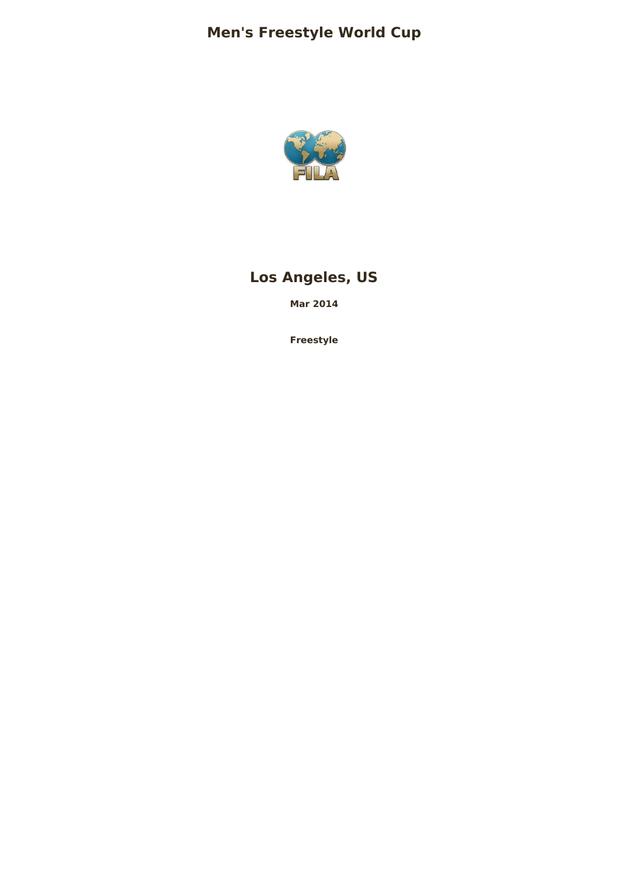# Men's Freestyle World Cup

## Los Angeles, US

**Mar 2014**

**Freestyle**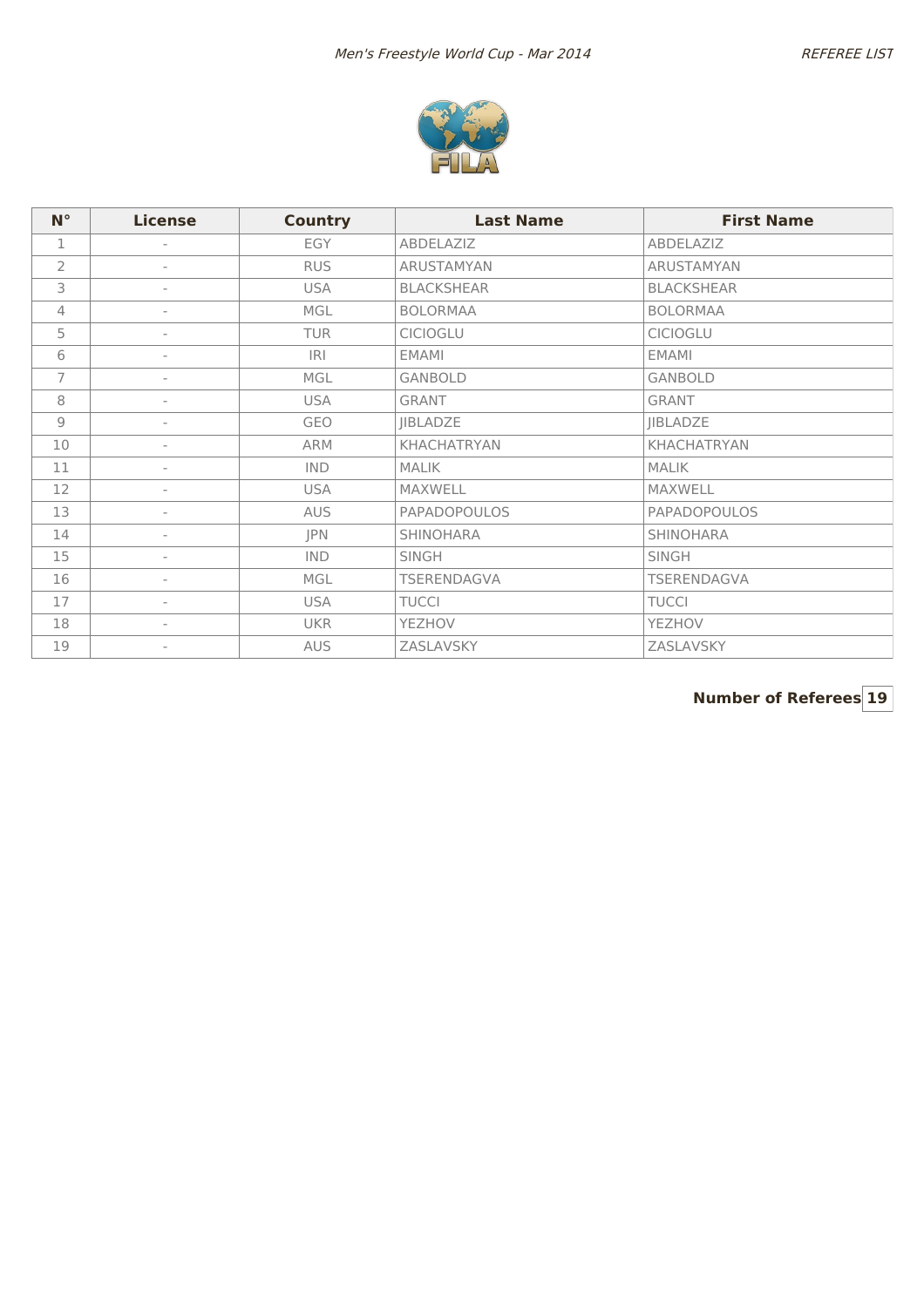| N° | License | Country | Last Name | First Name |
|---|---|---|---|---|
| 1 | - | EGY | ABDELAZIZ | ABDELAZIZ |
| 2 | - | RUS | ARUSTAMYAN | ARUSTAMYAN |
| 3 | - | USA | BLACKSHEAR | BLACKSHEAR |
| 4 | - | MGL | BOLORMAA | BOLORMAA |
| 5 | - | TUR | CICIOGLU | CICIOGLU |
| 6 | - | IRI | EMAMI | EMAMI |
| 7 | - | MGL | GANBOLD | GANBOLD |
| 8 | - | USA | GRANT | GRANT |
| 9 | - | GEO | JIBLADZE | JIBLADZE |
| 10 | - | ARM | KHACHATRYAN | KHACHATRYAN |
| 11 | - | IND | MALIK | MALIK |
| 12 | - | USA | MAXWELL | MAXWELL |
| 13 | - | AUS | PAPADOPOULOS | PAPADOPOULOS |
| 14 | - | JPN | SHINOHARA | SHINOHARA |
| 15 | - | IND | SINGH | SINGH |
| 16 | - | MGL | TSERENDAGVA | TSERENDAGVA |
| 17 | - | USA | TUCCI | TUCCI |
| 18 | - | UKR | YEZHOV | YEZHOV |
| 19 | - | AUS | ZASLAVSKY | ZASLAVSKY |

**Number of Referees** **19**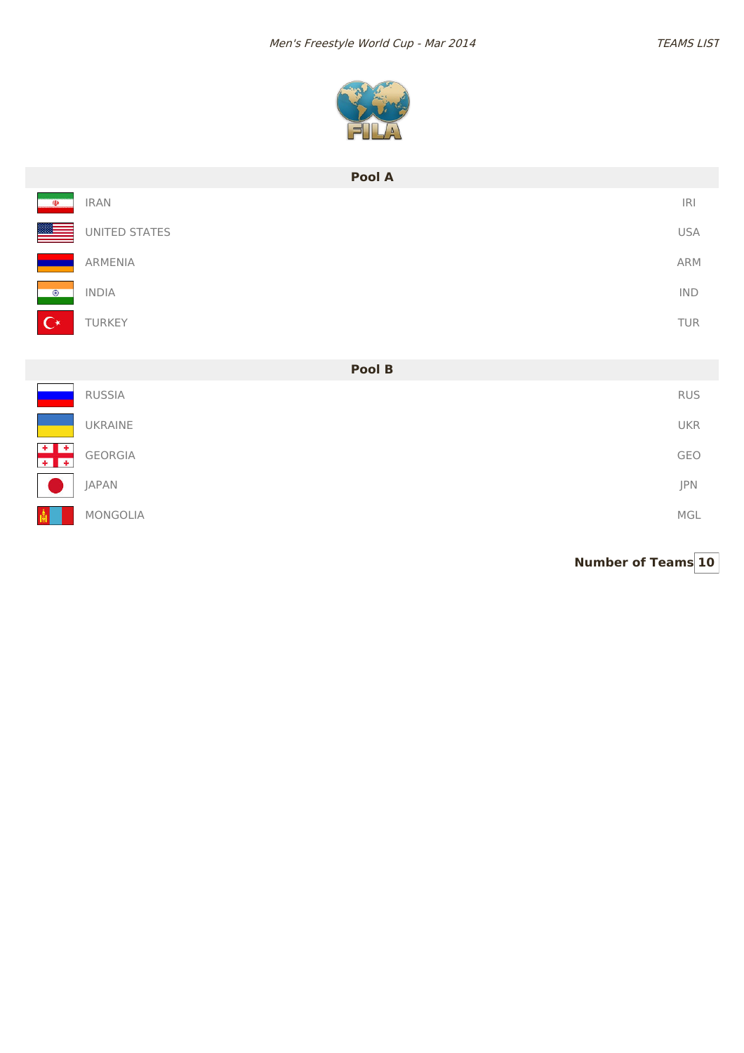## Pool A

| Team | Code |
| --- | --- |
| IRAN | IRI |
| UNITED STATES | USA |
| ARMENIA | ARM |
| INDIA | IND |
| TURKEY | TUR |

## Pool B

| Team | Code |
| --- | --- |
| RUSSIA | RUS |
| UKRAINE | UKR |
| GEORGIA | GEO |
| JAPAN | JPN |
| MONGOLIA | MGL |

**Number of Teams 10**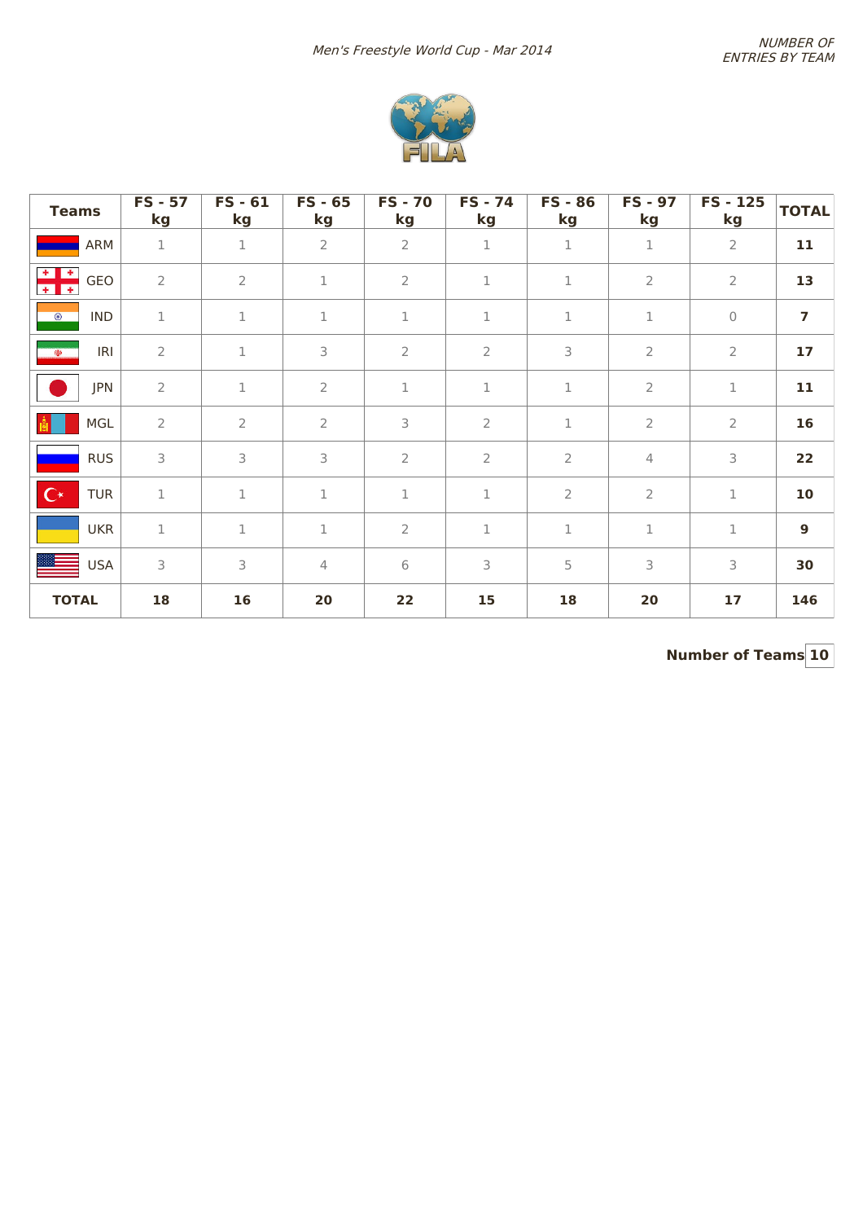*Men's Freestyle World Cup - Mar 2014*

*NUMBER OF ENTRIES BY TEAM*

| Teams | FS - 57 kg | FS - 61 kg | FS - 65 kg | FS - 70 kg | FS - 74 kg | FS - 86 kg | FS - 97 kg | FS - 125 kg | TOTAL |
|---|---|---|---|---|---|---|---|---|---|
| ARM | 1 | 1 | 2 | 2 | 1 | 1 | 1 | 2 | **11** |
| GEO | 2 | 2 | 1 | 2 | 1 | 1 | 2 | 2 | **13** |
| IND | 1 | 1 | 1 | 1 | 1 | 1 | 1 | 0 | **7** |
| IRI | 2 | 1 | 3 | 2 | 2 | 3 | 2 | 2 | **17** |
| JPN | 2 | 1 | 2 | 1 | 1 | 1 | 2 | 1 | **11** |
| MGL | 2 | 2 | 2 | 3 | 2 | 1 | 2 | 2 | **16** |
| RUS | 3 | 3 | 3 | 2 | 2 | 2 | 4 | 3 | **22** |
| TUR | 1 | 1 | 1 | 1 | 1 | 2 | 2 | 1 | **10** |
| UKR | 1 | 1 | 1 | 2 | 1 | 1 | 1 | 1 | **9** |
| USA | 3 | 3 | 4 | 6 | 3 | 5 | 3 | 3 | **30** |
| **TOTAL** | **18** | **16** | **20** | **22** | **15** | **18** | **20** | **17** | **146** |

**Number of Teams** **10**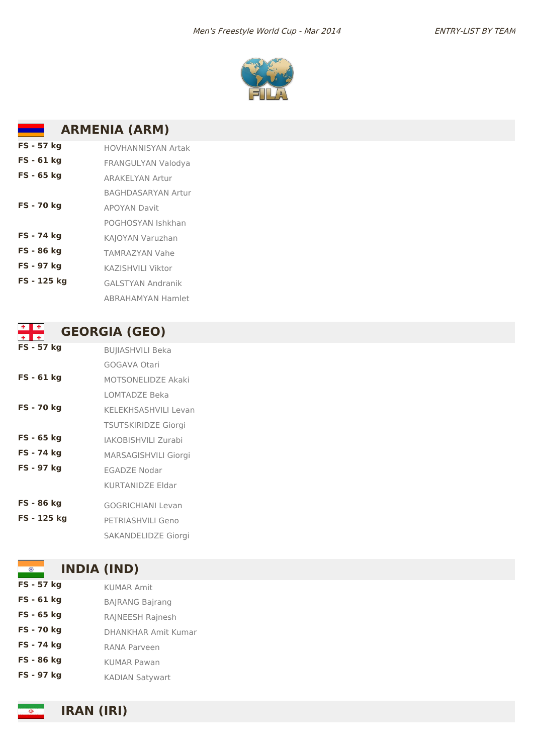## ARMENIA (ARM)

| | |
|---|---|
| **FS - 57 kg** | HOVHANNISYAN Artak |
| **FS - 61 kg** | FRANGULYAN Valodya |
| **FS - 65 kg** | ARAKELYAN Artur |
| | BAGHDASARYAN Artur |
| **FS - 70 kg** | APOYAN Davit |
| | POGHOSYAN Ishkhan |
| **FS - 74 kg** | KAJOYAN Varuzhan |
| **FS - 86 kg** | TAMRAZYAN Vahe |
| **FS - 97 kg** | KAZISHVILI Viktor |
| **FS - 125 kg** | GALSTYAN Andranik |
| | ABRAHAMYAN Hamlet |

## GEORGIA (GEO)

| | |
|---|---|
| **FS - 57 kg** | BUJIASHVILI Beka |
| | GOGAVA Otari |
| **FS - 61 kg** | MOTSONELIDZE Akaki |
| | LOMTADZE Beka |
| **FS - 70 kg** | KELEKHSASHVILI Levan |
| | TSUTSKIRIDZE Giorgi |
| **FS - 65 kg** | IAKOBISHVILI Zurabi |
| **FS - 74 kg** | MARSAGISHVILI Giorgi |
| **FS - 97 kg** | EGADZE Nodar |
| | KURTANIDZE Eldar |
| **FS - 86 kg** | GOGRICHIANI Levan |
| **FS - 125 kg** | PETRIASHVILI Geno |
| | SAKANDELIDZE Giorgi |

## INDIA (IND)

| | |
|---|---|
| **FS - 57 kg** | KUMAR Amit |
| **FS - 61 kg** | BAJRANG Bajrang |
| **FS - 65 kg** | RAJNEESH Rajnesh |
| **FS - 70 kg** | DHANKHAR Amit Kumar |
| **FS - 74 kg** | RANA Parveen |
| **FS - 86 kg** | KUMAR Pawan |
| **FS - 97 kg** | KADIAN Satywart |

## IRAN (IRI)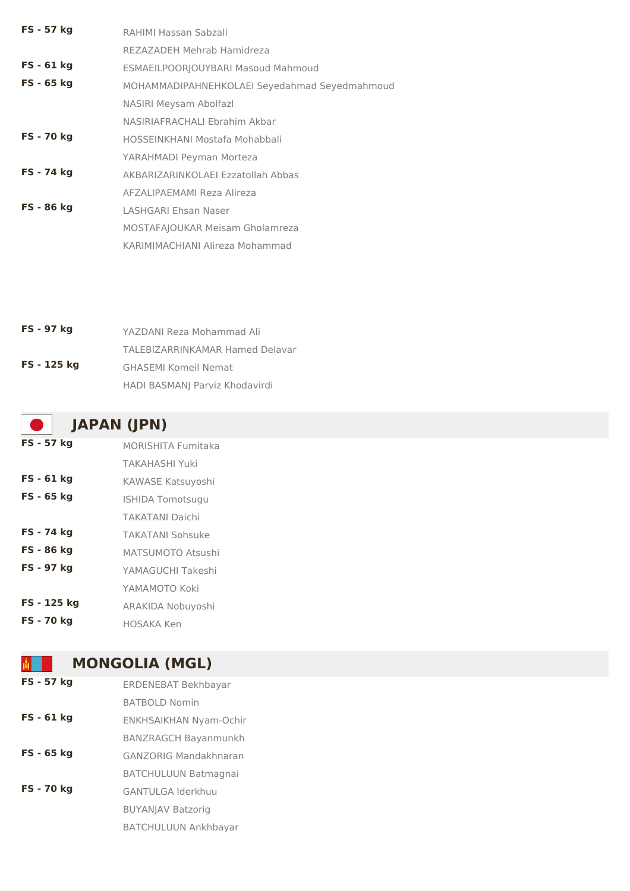| | |
|---|---|
| **FS - 57 kg** | RAHIMI Hassan Sabzali |
| | REZAZADEH Mehrab Hamidreza |
| **FS - 61 kg** | ESMAEILPOORJOUYBARI Masoud Mahmoud |
| **FS - 65 kg** | MOHAMMADIPAHNEHKOLAEI Seyedahmad Seyedmahmoud |
| | NASIRI Meysam Abolfazl |
| | NASIRIAFRACHALI Ebrahim Akbar |
| **FS - 70 kg** | HOSSEINKHANI Mostafa Mohabbali |
| | YARAHMADI Peyman Morteza |
| **FS - 74 kg** | AKBARIZARINKOLAEI Ezzatollah Abbas |
| | AFZALIPAEMAMI Reza Alireza |
| **FS - 86 kg** | LASHGARI Ehsan Naser |
| | MOSTAFAJOUKAR Meisam Gholamreza |
| | KARIMIMACHIANI Alireza Mohammad |
| **FS - 97 kg** | YAZDANI Reza Mohammad Ali |
| | TALEBIZARRINKAMAR Hamed Delavar |
| **FS - 125 kg** | GHASEMI Komeil Nemat |
| | HADI BASMANJ Parviz Khodavirdi |

## JAPAN (JPN)

| | |
|---|---|
| **FS - 57 kg** | MORISHITA Fumitaka |
| | TAKAHASHI Yuki |
| **FS - 61 kg** | KAWASE Katsuyoshi |
| **FS - 65 kg** | ISHIDA Tomotsugu |
| | TAKATANI Daichi |
| **FS - 74 kg** | TAKATANI Sohsuke |
| **FS - 86 kg** | MATSUMOTO Atsushi |
| **FS - 97 kg** | YAMAGUCHI Takeshi |
| | YAMAMOTO Koki |
| **FS - 125 kg** | ARAKIDA Nobuyoshi |
| **FS - 70 kg** | HOSAKA Ken |

## MONGOLIA (MGL)

| | |
|---|---|
| **FS - 57 kg** | ERDENEBAT Bekhbayar |
| | BATBOLD Nomin |
| **FS - 61 kg** | ENKHSAIKHAN Nyam-Ochir |
| | BANZRAGCH Bayanmunkh |
| **FS - 65 kg** | GANZORIG Mandakhnaran |
| | BATCHULUUN Batmagnai |
| **FS - 70 kg** | GANTULGA Iderkhuu |
| | BUYANJAV Batzorig |
| | BATCHULUUN Ankhbayar |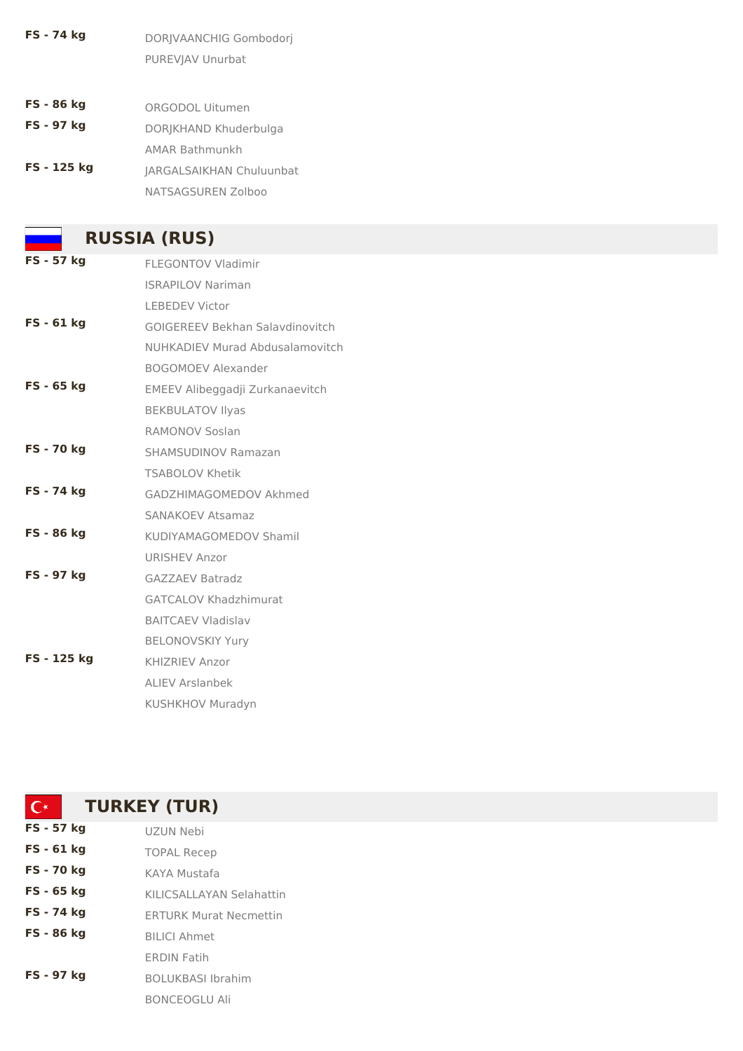| | |
|---|---|
| **FS - 74 kg** | DORJVAANCHIG Gombodorj |
| | PUREVJAV Unurbat |
| **FS - 86 kg** | ORGODOL Uitumen |
| **FS - 97 kg** | DORJKHAND Khuderbulga |
| | AMAR Bathmunkh |
| **FS - 125 kg** | JARGALSAIKHAN Chuluunbat |
| | NATSAGSUREN Zolboo |

## RUSSIA (RUS)

| | |
|---|---|
| **FS - 57 kg** | FLEGONTOV Vladimir |
| | ISRAPILOV Nariman |
| | LEBEDEV Victor |
| **FS - 61 kg** | GOIGEREEV Bekhan Salavdinovitch |
| | NUHKADIEV Murad Abdusalamovitch |
| | BOGOMOEV Alexander |
| **FS - 65 kg** | EMEEV Alibeggadji Zurkanaevitch |
| | BEKBULATOV Ilyas |
| | RAMONOV Soslan |
| **FS - 70 kg** | SHAMSUDINOV Ramazan |
| | TSABOLOV Khetik |
| **FS - 74 kg** | GADZHIMAGOMEDOV Akhmed |
| | SANAKOEV Atsamaz |
| **FS - 86 kg** | KUDIYAMAGOMEDOV Shamil |
| | URISHEV Anzor |
| **FS - 97 kg** | GAZZAEV Batradz |
| | GATCALOV Khadzhimurat |
| | BAITCAEV Vladislav |
| | BELONOVSKIY Yury |
| **FS - 125 kg** | KHIZRIEV Anzor |
| | ALIEV Arslanbek |
| | KUSHKHOV Muradyn |

## TURKEY (TUR)

| | |
|---|---|
| **FS - 57 kg** | UZUN Nebi |
| **FS - 61 kg** | TOPAL Recep |
| **FS - 70 kg** | KAYA Mustafa |
| **FS - 65 kg** | KILICSALLAYAN Selahattin |
| **FS - 74 kg** | ERTURK Murat Necmettin |
| **FS - 86 kg** | BILICI Ahmet |
| | ERDIN Fatih |
| **FS - 97 kg** | BOLUKBASI Ibrahim |
| | BONCEOGLU Ali |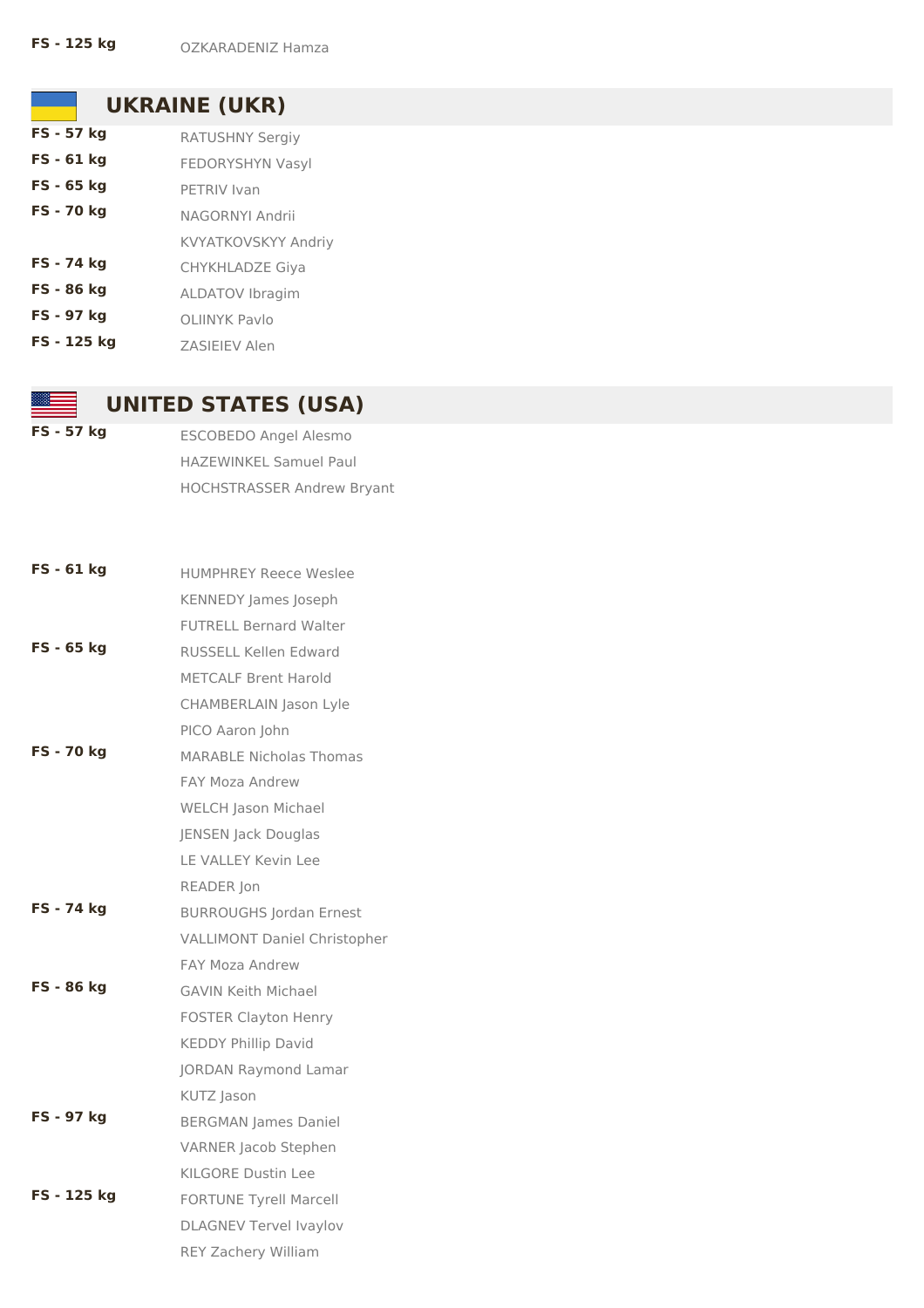| | |
|---|---|
| **FS - 125 kg** | OZKARADENIZ Hamza |

## UKRAINE (UKR)

| | |
|---|---|
| **FS - 57 kg** | RATUSHNY Sergiy |
| **FS - 61 kg** | FEDORYSHYN Vasyl |
| **FS - 65 kg** | PETRIV Ivan |
| **FS - 70 kg** | NAGORNYI Andrii |
| | KVYATKOVSKYY Andriy |
| **FS - 74 kg** | CHYKHLADZE Giya |
| **FS - 86 kg** | ALDATOV Ibragim |
| **FS - 97 kg** | OLIINYK Pavlo |
| **FS - 125 kg** | ZASIEIEV Alen |

## UNITED STATES (USA)

| | |
|---|---|
| **FS - 57 kg** | ESCOBEDO Angel Alesmo |
| | HAZEWINKEL Samuel Paul |
| | HOCHSTRASSER Andrew Bryant |
| **FS - 61 kg** | HUMPHREY Reece Weslee |
| | KENNEDY James Joseph |
| | FUTRELL Bernard Walter |
| **FS - 65 kg** | RUSSELL Kellen Edward |
| | METCALF Brent Harold |
| | CHAMBERLAIN Jason Lyle |
| | PICO Aaron John |
| **FS - 70 kg** | MARABLE Nicholas Thomas |
| | FAY Moza Andrew |
| | WELCH Jason Michael |
| | JENSEN Jack Douglas |
| | LE VALLEY Kevin Lee |
| | READER Jon |
| **FS - 74 kg** | BURROUGHS Jordan Ernest |
| | VALLIMONT Daniel Christopher |
| | FAY Moza Andrew |
| **FS - 86 kg** | GAVIN Keith Michael |
| | FOSTER Clayton Henry |
| | KEDDY Phillip David |
| | JORDAN Raymond Lamar |
| | KUTZ Jason |
| **FS - 97 kg** | BERGMAN James Daniel |
| | VARNER Jacob Stephen |
| | KILGORE Dustin Lee |
| **FS - 125 kg** | FORTUNE Tyrell Marcell |
| | DLAGNEV Tervel Ivaylov |
| | REY Zachery William |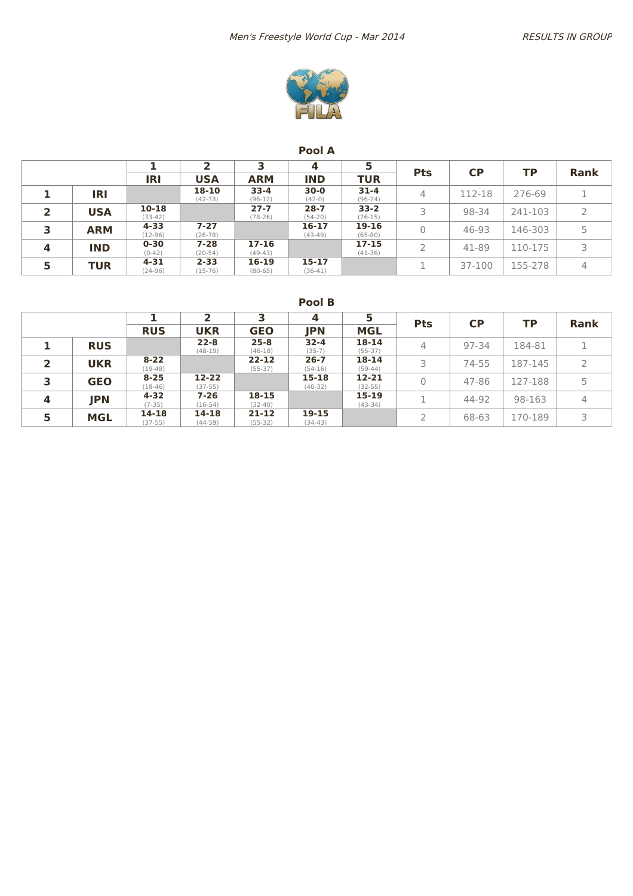## Pool A

| | | 1 | 2 | 3 | 4 | 5 | Pts | CP | TP | Rank |
|---|---|---|---|---|---|---|---|---|---|---|
| | | IRI | USA | ARM | IND | TUR | | | | |
| 1 | IRI | | 18-10 (42-33) | 33-4 (96-12) | 30-0 (42-0) | 31-4 (96-24) | 4 | 112-18 | 276-69 | 1 |
| 2 | USA | 10-18 (33-42) | | 27-7 (78-26) | 28-7 (54-20) | 33-2 (76-15) | 3 | 98-34 | 241-103 | 2 |
| 3 | ARM | 4-33 (12-96) | 7-27 (26-78) | | 16-17 (43-49) | 19-16 (65-80) | 0 | 46-93 | 146-303 | 5 |
| 4 | IND | 0-30 (0-42) | 7-28 (20-54) | 17-16 (49-43) | | 17-15 (41-36) | 2 | 41-89 | 110-175 | 3 |
| 5 | TUR | 4-31 (24-96) | 2-33 (15-76) | 16-19 (80-65) | 15-17 (36-41) | | 1 | 37-100 | 155-278 | 4 |

## Pool B

| | | 1 | 2 | 3 | 4 | 5 | Pts | CP | TP | Rank |
|---|---|---|---|---|---|---|---|---|---|---|
| | | RUS | UKR | GEO | JPN | MGL | | | | |
| 1 | RUS | | 22-8 (48-19) | 25-8 (46-18) | 32-4 (35-7) | 18-14 (55-37) | 4 | 97-34 | 184-81 | 1 |
| 2 | UKR | 8-22 (19-48) | | 22-12 (55-37) | 26-7 (54-16) | 18-14 (59-44) | 3 | 74-55 | 187-145 | 2 |
| 3 | GEO | 8-25 (18-46) | 12-22 (37-55) | | 15-18 (40-32) | 12-21 (32-55) | 0 | 47-86 | 127-188 | 5 |
| 4 | JPN | 4-32 (7-35) | 7-26 (16-54) | 18-15 (32-40) | | 15-19 (43-34) | 1 | 44-92 | 98-163 | 4 |
| 5 | MGL | 14-18 (37-55) | 14-18 (44-59) | 21-12 (55-32) | 19-15 (34-43) | | 2 | 68-63 | 170-189 | 3 |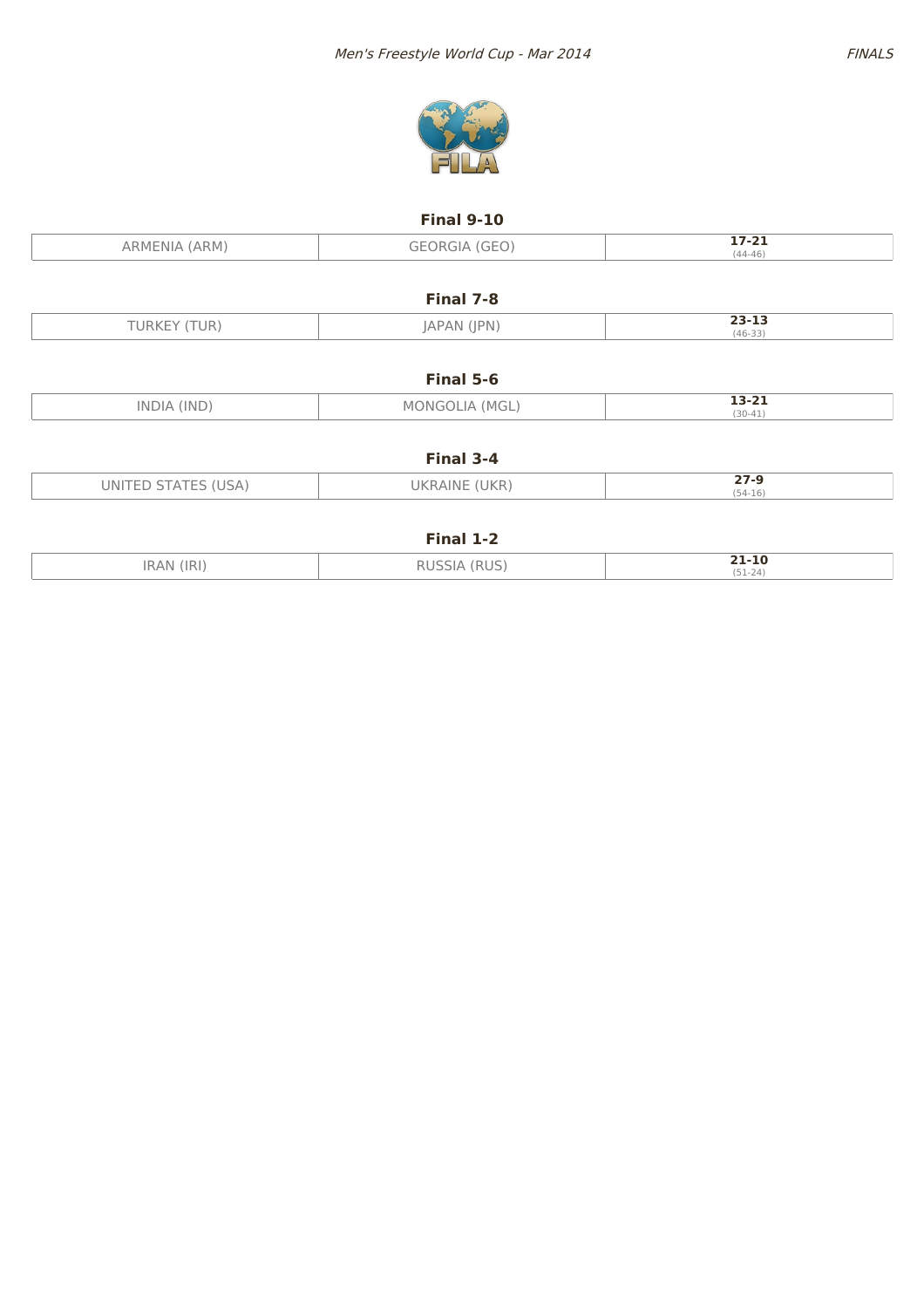## Final 9-10

| ARMENIA (ARM) | GEORGIA (GEO) | **17-21** (44-46) |
|---|---|---|

## Final 7-8

| TURKEY (TUR) | JAPAN (JPN) | **23-13** (46-33) |
|---|---|---|

## Final 5-6

| INDIA (IND) | MONGOLIA (MGL) | **13-21** (30-41) |
|---|---|---|

## Final 3-4

| UNITED STATES (USA) | UKRAINE (UKR) | **27-9** (54-16) |
|---|---|---|

## Final 1-2

| IRAN (IRI) | RUSSIA (RUS) | **21-10** (51-24) |
|---|---|---|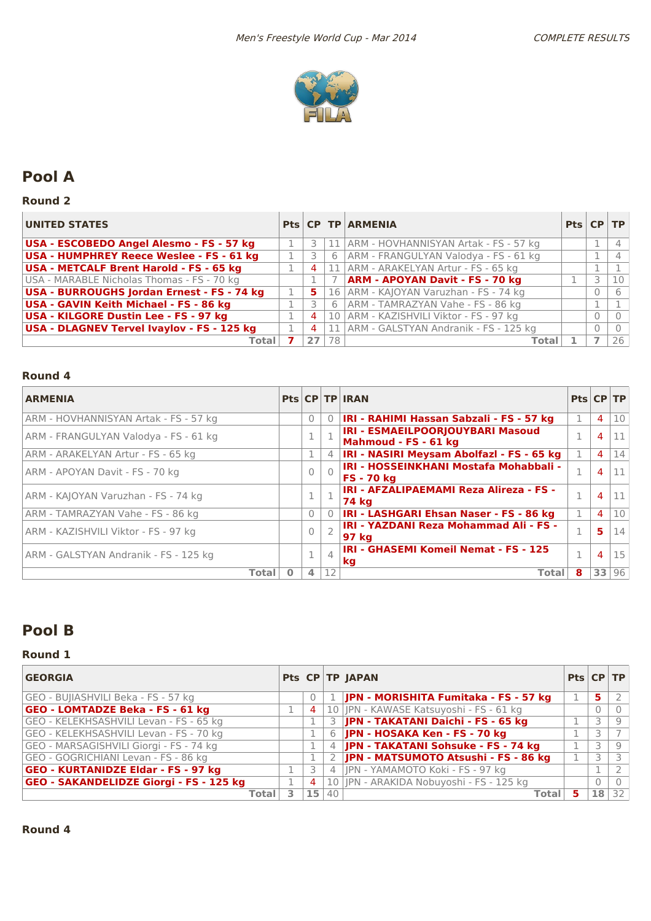# Pool A

## Round 2

| UNITED STATES | Pts | CP | TP | ARMENIA | Pts | CP | TP |
|---|---|---|---|---|---|---|---|
| **USA - ESCOBEDO Angel Alesmo - FS - 57 kg** | 1 | 3 | 11 | ARM - HOVHANNISYAN Artak - FS - 57 kg | | 1 | 4 |
| **USA - HUMPHREY Reece Weslee - FS - 61 kg** | 1 | 3 | 6 | ARM - FRANGULYAN Valodya - FS - 61 kg | | 1 | 4 |
| **USA - METCALF Brent Harold - FS - 65 kg** | 1 | 4 | 11 | ARM - ARAKELYAN Artur - FS - 65 kg | | 1 | 1 |
| USA - MARABLE Nicholas Thomas - FS - 70 kg | | 1 | 7 | **ARM - APOYAN Davit - FS - 70 kg** | 1 | 3 | 10 |
| **USA - BURROUGHS Jordan Ernest - FS - 74 kg** | 1 | 5 | 16 | ARM - KAJOYAN Varuzhan - FS - 74 kg | | 0 | 6 |
| **USA - GAVIN Keith Michael - FS - 86 kg** | 1 | 3 | 6 | ARM - TAMRAZYAN Vahe - FS - 86 kg | | 1 | 1 |
| **USA - KILGORE Dustin Lee - FS - 97 kg** | 1 | 4 | 10 | ARM - KAZISHVILI Viktor - FS - 97 kg | | 0 | 0 |
| **USA - DLAGNEV Tervel Ivaylov - FS - 125 kg** | 1 | 4 | 11 | ARM - GALSTYAN Andranik - FS - 125 kg | | 0 | 0 |
| **Total** | **7** | **27** | 78 | **Total** | **1** | **7** | 26 |

## Round 4

| ARMENIA | Pts | CP | TP | IRAN | Pts | CP | TP |
|---|---|---|---|---|---|---|---|
| ARM - HOVHANNISYAN Artak - FS - 57 kg | | 0 | 0 | **IRI - RAHIMI Hassan Sabzali - FS - 57 kg** | 1 | 4 | 10 |
| ARM - FRANGULYAN Valodya - FS - 61 kg | | 1 | 1 | **IRI - ESMAEILPOORJOUYBARI Masoud Mahmoud - FS - 61 kg** | 1 | 4 | 11 |
| ARM - ARAKELYAN Artur - FS - 65 kg | | 1 | 4 | **IRI - NASIRI Meysam Abolfazl - FS - 65 kg** | 1 | 4 | 14 |
| ARM - APOYAN Davit - FS - 70 kg | | 0 | 0 | **IRI - HOSSEINKHANI Mostafa Mohabbali - FS - 70 kg** | 1 | 4 | 11 |
| ARM - KAJOYAN Varuzhan - FS - 74 kg | | 1 | 1 | **IRI - AFZALIPAEMAMI Reza Alireza - FS - 74 kg** | 1 | 4 | 11 |
| ARM - TAMRAZYAN Vahe - FS - 86 kg | | 0 | 0 | **IRI - LASHGARI Ehsan Naser - FS - 86 kg** | 1 | 4 | 10 |
| ARM - KAZISHVILI Viktor - FS - 97 kg | | 0 | 2 | **IRI - YAZDANI Reza Mohammad Ali - FS - 97 kg** | 1 | 5 | 14 |
| ARM - GALSTYAN Andranik - FS - 125 kg | | 1 | 4 | **IRI - GHASEMI Komeil Nemat - FS - 125 kg** | 1 | 4 | 15 |
| **Total** | **0** | **4** | 12 | **Total** | **8** | **33** | 96 |

# Pool B

## Round 1

| GEORGIA | Pts | CP | TP | JAPAN | Pts | CP | TP |
|---|---|---|---|---|---|---|---|
| GEO - BUJIASHVILI Beka - FS - 57 kg | | 0 | 1 | **JPN - MORISHITA Fumitaka - FS - 57 kg** | 1 | 5 | 2 |
| **GEO - LOMTADZE Beka - FS - 61 kg** | 1 | 4 | 10 | JPN - KAWASE Katsuyoshi - FS - 61 kg | | 0 | 0 |
| GEO - KELEKHSASHVILI Levan - FS - 65 kg | | 1 | 3 | **JPN - TAKATANI Daichi - FS - 65 kg** | 1 | 3 | 9 |
| GEO - KELEKHSASHVILI Levan - FS - 70 kg | | 1 | 6 | **JPN - HOSAKA Ken - FS - 70 kg** | 1 | 3 | 7 |
| GEO - MARSAGISHVILI Giorgi - FS - 74 kg | | 1 | 4 | **JPN - TAKATANI Sohsuke - FS - 74 kg** | 1 | 3 | 9 |
| GEO - GOGRICHIANI Levan - FS - 86 kg | | 1 | 2 | **JPN - MATSUMOTO Atsushi - FS - 86 kg** | 1 | 3 | 3 |
| **GEO - KURTANIDZE Eldar - FS - 97 kg** | 1 | 3 | 4 | JPN - YAMAMOTO Koki - FS - 97 kg | | 1 | 2 |
| **GEO - SAKANDELIDZE Giorgi - FS - 125 kg** | 1 | 4 | 10 | JPN - ARAKIDA Nobuyoshi - FS - 125 kg | | 0 | 0 |
| **Total** | **3** | **15** | 40 | **Total** | **5** | **18** | 32 |

## Round 4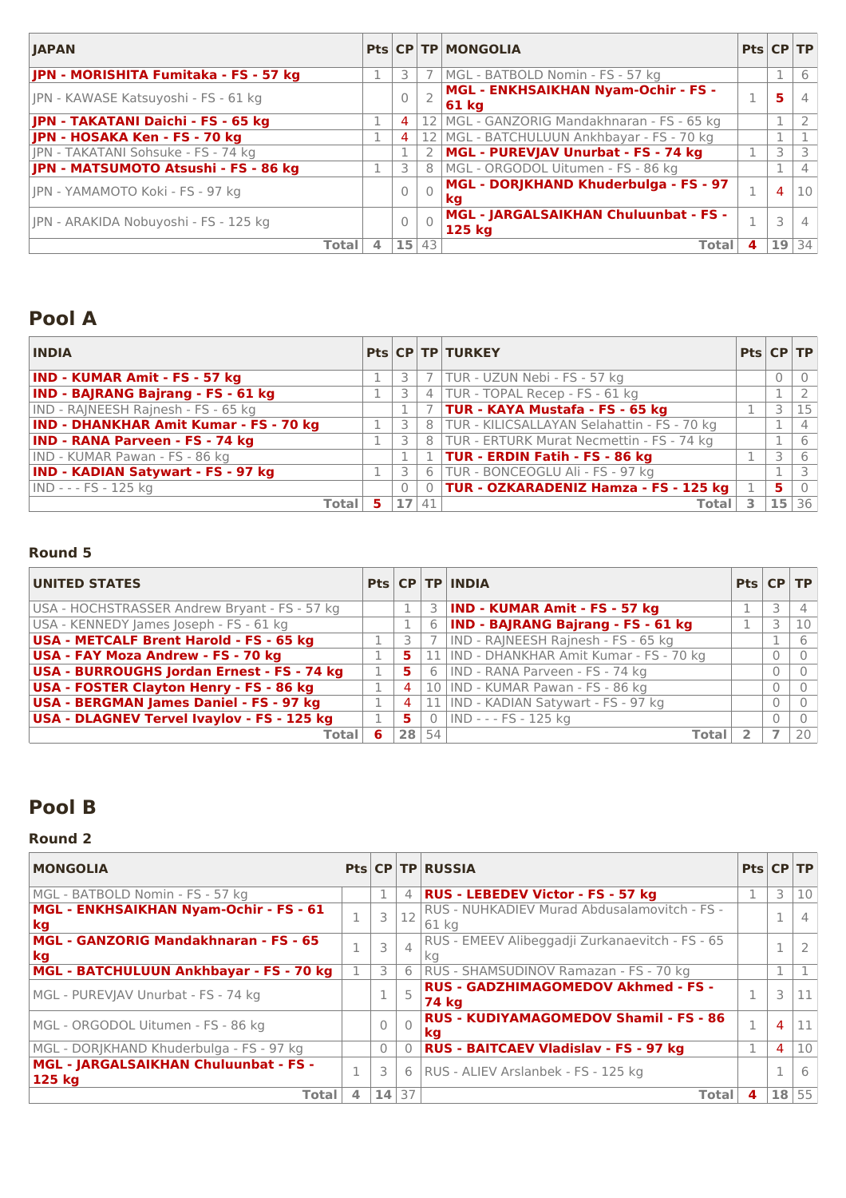| JAPAN | Pts | CP | TP | MONGOLIA | Pts | CP | TP |
|---|---|---|---|---|---|---|---|
| **JPN - MORISHITA Fumitaka - FS - 57 kg** | 1 | 3 | 7 | MGL - BATBOLD Nomin - FS - 57 kg | | 1 | 6 |
| JPN - KAWASE Katsuyoshi - FS - 61 kg | | 0 | 2 | **MGL - ENKHSAIKHAN Nyam-Ochir - FS - 61 kg** | 1 | 5 | 4 |
| **JPN - TAKATANI Daichi - FS - 65 kg** | 1 | 4 | 12 | MGL - GANZORIG Mandakhnaran - FS - 65 kg | | 1 | 2 |
| **JPN - HOSAKA Ken - FS - 70 kg** | 1 | 4 | 12 | MGL - BATCHULUUN Ankhbayar - FS - 70 kg | | 1 | 1 |
| JPN - TAKATANI Sohsuke - FS - 74 kg | | 1 | 2 | **MGL - PUREVJAV Unurbat - FS - 74 kg** | 1 | 3 | 3 |
| **JPN - MATSUMOTO Atsushi - FS - 86 kg** | 1 | 3 | 8 | MGL - ORGODOL Uitumen - FS - 86 kg | | 1 | 4 |
| JPN - YAMAMOTO Koki - FS - 97 kg | | 0 | 0 | **MGL - DORJKHAND Khuderbulga - FS - 97 kg** | 1 | 4 | 10 |
| JPN - ARAKIDA Nobuyoshi - FS - 125 kg | | 0 | 0 | **MGL - JARGALSAIKHAN Chuluunbat - FS - 125 kg** | 1 | 3 | 4 |
| **Total** | **4** | **15** | 43 | **Total** | **4** | **19** | 34 |

## Pool A

| INDIA | Pts | CP | TP | TURKEY | Pts | CP | TP |
|---|---|---|---|---|---|---|---|
| **IND - KUMAR Amit - FS - 57 kg** | 1 | 3 | 7 | TUR - UZUN Nebi - FS - 57 kg | | 0 | 0 |
| **IND - BAJRANG Bajrang - FS - 61 kg** | 1 | 3 | 4 | TUR - TOPAL Recep - FS - 61 kg | | 1 | 2 |
| IND - RAJNEESH Rajnesh - FS - 65 kg | | 1 | 7 | **TUR - KAYA Mustafa - FS - 65 kg** | 1 | 3 | 15 |
| **IND - DHANKHAR Amit Kumar - FS - 70 kg** | 1 | 3 | 8 | TUR - KILICSALLAYAN Selahattin - FS - 70 kg | | 1 | 4 |
| **IND - RANA Parveen - FS - 74 kg** | 1 | 3 | 8 | TUR - ERTURK Murat Necmettin - FS - 74 kg | | 1 | 6 |
| IND - KUMAR Pawan - FS - 86 kg | | 1 | 1 | **TUR - ERDIN Fatih - FS - 86 kg** | 1 | 3 | 6 |
| **IND - KADIAN Satywart - FS - 97 kg** | 1 | 3 | 6 | TUR - BONCEOGLU Ali - FS - 97 kg | | 1 | 3 |
| IND - - - FS - 125 kg | | 0 | 0 | **TUR - OZKARADENIZ Hamza - FS - 125 kg** | 1 | 5 | 0 |
| **Total** | **5** | **17** | 41 | **Total** | **3** | **15** | 36 |

### Round 5

| UNITED STATES | Pts | CP | TP | INDIA | Pts | CP | TP |
|---|---|---|---|---|---|---|---|
| USA - HOCHSTRASSER Andrew Bryant - FS - 57 kg | | 1 | 3 | **IND - KUMAR Amit - FS - 57 kg** | 1 | 3 | 4 |
| USA - KENNEDY James Joseph - FS - 61 kg | | 1 | 6 | **IND - BAJRANG Bajrang - FS - 61 kg** | 1 | 3 | 10 |
| **USA - METCALF Brent Harold - FS - 65 kg** | 1 | 3 | 7 | IND - RAJNEESH Rajnesh - FS - 65 kg | | 1 | 6 |
| **USA - FAY Moza Andrew - FS - 70 kg** | 1 | 5 | 11 | IND - DHANKHAR Amit Kumar - FS - 70 kg | | 0 | 0 |
| **USA - BURROUGHS Jordan Ernest - FS - 74 kg** | 1 | 5 | 6 | IND - RANA Parveen - FS - 74 kg | | 0 | 0 |
| **USA - FOSTER Clayton Henry - FS - 86 kg** | 1 | 4 | 10 | IND - KUMAR Pawan - FS - 86 kg | | 0 | 0 |
| **USA - BERGMAN James Daniel - FS - 97 kg** | 1 | 4 | 11 | IND - KADIAN Satywart - FS - 97 kg | | 0 | 0 |
| **USA - DLAGNEV Tervel Ivaylov - FS - 125 kg** | 1 | 5 | 0 | IND - - - FS - 125 kg | | 0 | 0 |
| **Total** | **6** | **28** | 54 | **Total** | **2** | **7** | 20 |

## Pool B

### Round 2

| MONGOLIA | Pts | CP | TP | RUSSIA | Pts | CP | TP |
|---|---|---|---|---|---|---|---|
| MGL - BATBOLD Nomin - FS - 57 kg | | 1 | 4 | **RUS - LEBEDEV Victor - FS - 57 kg** | 1 | 3 | 10 |
| **MGL - ENKHSAIKHAN Nyam-Ochir - FS - 61 kg** | 1 | 3 | 12 | RUS - NUHKADIEV Murad Abdusalamovitch - FS - 61 kg | | 1 | 4 |
| **MGL - GANZORIG Mandakhnaran - FS - 65 kg** | 1 | 3 | 4 | RUS - EMEEV Alibeggadji Zurkanaevitch - FS - 65 kg | | 1 | 2 |
| **MGL - BATCHULUUN Ankhbayar - FS - 70 kg** | 1 | 3 | 6 | RUS - SHAMSUDINOV Ramazan - FS - 70 kg | | 1 | 1 |
| MGL - PUREVJAV Unurbat - FS - 74 kg | | 1 | 5 | **RUS - GADZHIMAGOMEDOV Akhmed - FS - 74 kg** | 1 | 3 | 11 |
| MGL - ORGODOL Uitumen - FS - 86 kg | | 0 | 0 | **RUS - KUDIYAMAGOMEDOV Shamil - FS - 86 kg** | 1 | 4 | 11 |
| MGL - DORJKHAND Khuderbulga - FS - 97 kg | | 0 | 0 | **RUS - BAITCAEV Vladislav - FS - 97 kg** | 1 | 4 | 10 |
| **MGL - JARGALSAIKHAN Chuluunbat - FS - 125 kg** | 1 | 3 | 6 | RUS - ALIEV Arslanbek - FS - 125 kg | | 1 | 6 |
| **Total** | **4** | **14** | 37 | **Total** | **4** | **18** | 55 |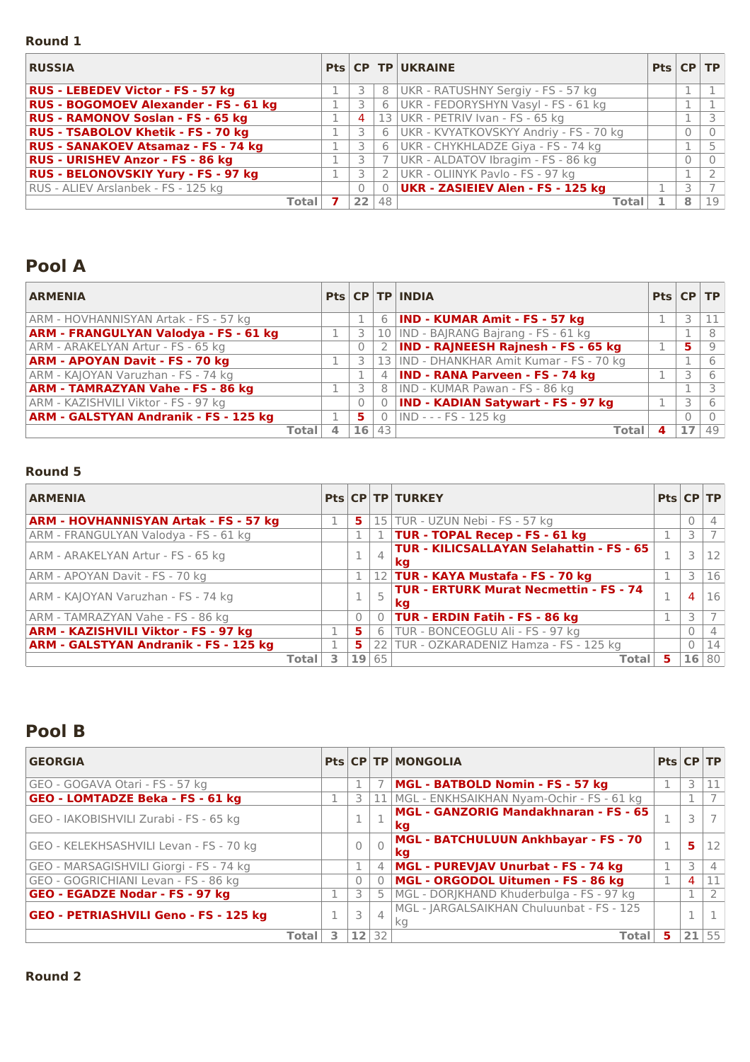### Round 1

| RUSSIA | Pts | CP | TP | UKRAINE | Pts | CP | TP |
|---|---|---|---|---|---|---|---|
| **RUS - LEBEDEV Victor - FS - 57 kg** | 1 | 3 | 8 | UKR - RATUSHNY Sergiy - FS - 57 kg | | 1 | 1 |
| **RUS - BOGOMOEV Alexander - FS - 61 kg** | 1 | 3 | 6 | UKR - FEDORYSHYN Vasyl - FS - 61 kg | | 1 | 1 |
| **RUS - RAMONOV Soslan - FS - 65 kg** | 1 | 4 | 13 | UKR - PETRIV Ivan - FS - 65 kg | | 1 | 3 |
| **RUS - TSABOLOV Khetik - FS - 70 kg** | 1 | 3 | 6 | UKR - KVYATKOVSKYY Andriy - FS - 70 kg | | 0 | 0 |
| **RUS - SANAKOEV Atsamaz - FS - 74 kg** | 1 | 3 | 6 | UKR - CHYKHLADZE Giya - FS - 74 kg | | 1 | 5 |
| **RUS - URISHEV Anzor - FS - 86 kg** | 1 | 3 | 7 | UKR - ALDATOV Ibragim - FS - 86 kg | | 0 | 0 |
| **RUS - BELONOVSKIY Yury - FS - 97 kg** | 1 | 3 | 2 | UKR - OLIINYK Pavlo - FS - 97 kg | | 1 | 2 |
| RUS - ALIEV Arslanbek - FS - 125 kg | | 0 | 0 | **UKR - ZASIEIEV Alen - FS - 125 kg** | 1 | 3 | 7 |
| **Total** | **7** | **22** | 48 | **Total** | **1** | **8** | 19 |

## Pool A

| ARMENIA | Pts | CP | TP | INDIA | Pts | CP | TP |
|---|---|---|---|---|---|---|---|
| ARM - HOVHANNISYAN Artak - FS - 57 kg | | 1 | 6 | **IND - KUMAR Amit - FS - 57 kg** | 1 | 3 | 11 |
| **ARM - FRANGULYAN Valodya - FS - 61 kg** | 1 | 3 | 10 | IND - BAJRANG Bajrang - FS - 61 kg | | 1 | 8 |
| ARM - ARAKELYAN Artur - FS - 65 kg | | 0 | 2 | **IND - RAJNEESH Rajnesh - FS - 65 kg** | 1 | 5 | 9 |
| **ARM - APOYAN Davit - FS - 70 kg** | 1 | 3 | 13 | IND - DHANKHAR Amit Kumar - FS - 70 kg | | 1 | 6 |
| ARM - KAJOYAN Varuzhan - FS - 74 kg | | 1 | 4 | **IND - RANA Parveen - FS - 74 kg** | 1 | 3 | 6 |
| **ARM - TAMRAZYAN Vahe - FS - 86 kg** | 1 | 3 | 8 | IND - KUMAR Pawan - FS - 86 kg | | 1 | 3 |
| ARM - KAZISHVILI Viktor - FS - 97 kg | | 0 | 0 | **IND - KADIAN Satywart - FS - 97 kg** | 1 | 3 | 6 |
| **ARM - GALSTYAN Andranik - FS - 125 kg** | 1 | 5 | 0 | IND - - - FS - 125 kg | | 0 | 0 |
| **Total** | **4** | **16** | 43 | **Total** | **4** | **17** | 49 |

### Round 5

| ARMENIA | Pts | CP | TP | TURKEY | Pts | CP | TP |
|---|---|---|---|---|---|---|---|
| **ARM - HOVHANNISYAN Artak - FS - 57 kg** | 1 | 5 | 15 | TUR - UZUN Nebi - FS - 57 kg | | 0 | 4 |
| ARM - FRANGULYAN Valodya - FS - 61 kg | | 1 | 1 | **TUR - TOPAL Recep - FS - 61 kg** | 1 | 3 | 7 |
| ARM - ARAKELYAN Artur - FS - 65 kg | | 1 | 4 | **TUR - KILICSALLAYAN Selahattin - FS - 65 kg** | 1 | 3 | 12 |
| ARM - APOYAN Davit - FS - 70 kg | | 1 | 12 | **TUR - KAYA Mustafa - FS - 70 kg** | 1 | 3 | 16 |
| ARM - KAJOYAN Varuzhan - FS - 74 kg | | 1 | 5 | **TUR - ERTURK Murat Necmettin - FS - 74 kg** | 1 | 4 | 16 |
| ARM - TAMRAZYAN Vahe - FS - 86 kg | | 0 | 0 | **TUR - ERDIN Fatih - FS - 86 kg** | 1 | 3 | 7 |
| **ARM - KAZISHVILI Viktor - FS - 97 kg** | 1 | 5 | 6 | TUR - BONCEOGLU Ali - FS - 97 kg | | 0 | 4 |
| **ARM - GALSTYAN Andranik - FS - 125 kg** | 1 | 5 | 22 | TUR - OZKARADENIZ Hamza - FS - 125 kg | | 0 | 14 |
| **Total** | **3** | **19** | 65 | **Total** | **5** | **16** | 80 |

## Pool B

| GEORGIA | Pts | CP | TP | MONGOLIA | Pts | CP | TP |
|---|---|---|---|---|---|---|---|
| GEO - GOGAVA Otari - FS - 57 kg | | 1 | 7 | **MGL - BATBOLD Nomin - FS - 57 kg** | 1 | 3 | 11 |
| **GEO - LOMTADZE Beka - FS - 61 kg** | 1 | 3 | 11 | MGL - ENKHSAIKHAN Nyam-Ochir - FS - 61 kg | | 1 | 7 |
| GEO - IAKOBISHVILI Zurabi - FS - 65 kg | | 1 | 1 | **MGL - GANZORIG Mandakhnaran - FS - 65 kg** | 1 | 3 | 7 |
| GEO - KELEKHSASHVILI Levan - FS - 70 kg | | 0 | 0 | **MGL - BATCHULUUN Ankhbayar - FS - 70 kg** | 1 | 5 | 12 |
| GEO - MARSAGISHVILI Giorgi - FS - 74 kg | | 1 | 4 | **MGL - PUREVJAV Unurbat - FS - 74 kg** | 1 | 3 | 4 |
| GEO - GOGRICHIANI Levan - FS - 86 kg | | 0 | 0 | **MGL - ORGODOL Uitumen - FS - 86 kg** | 1 | 4 | 11 |
| **GEO - EGADZE Nodar - FS - 97 kg** | 1 | 3 | 5 | MGL - DORJKHAND Khuderbulga - FS - 97 kg | | 1 | 2 |
| **GEO - PETRIASHVILI Geno - FS - 125 kg** | 1 | 3 | 4 | MGL - JARGALSAIKHAN Chuluunbat - FS - 125 kg | | 1 | 1 |
| **Total** | **3** | **12** | 32 | **Total** | **5** | **21** | 55 |

### Round 2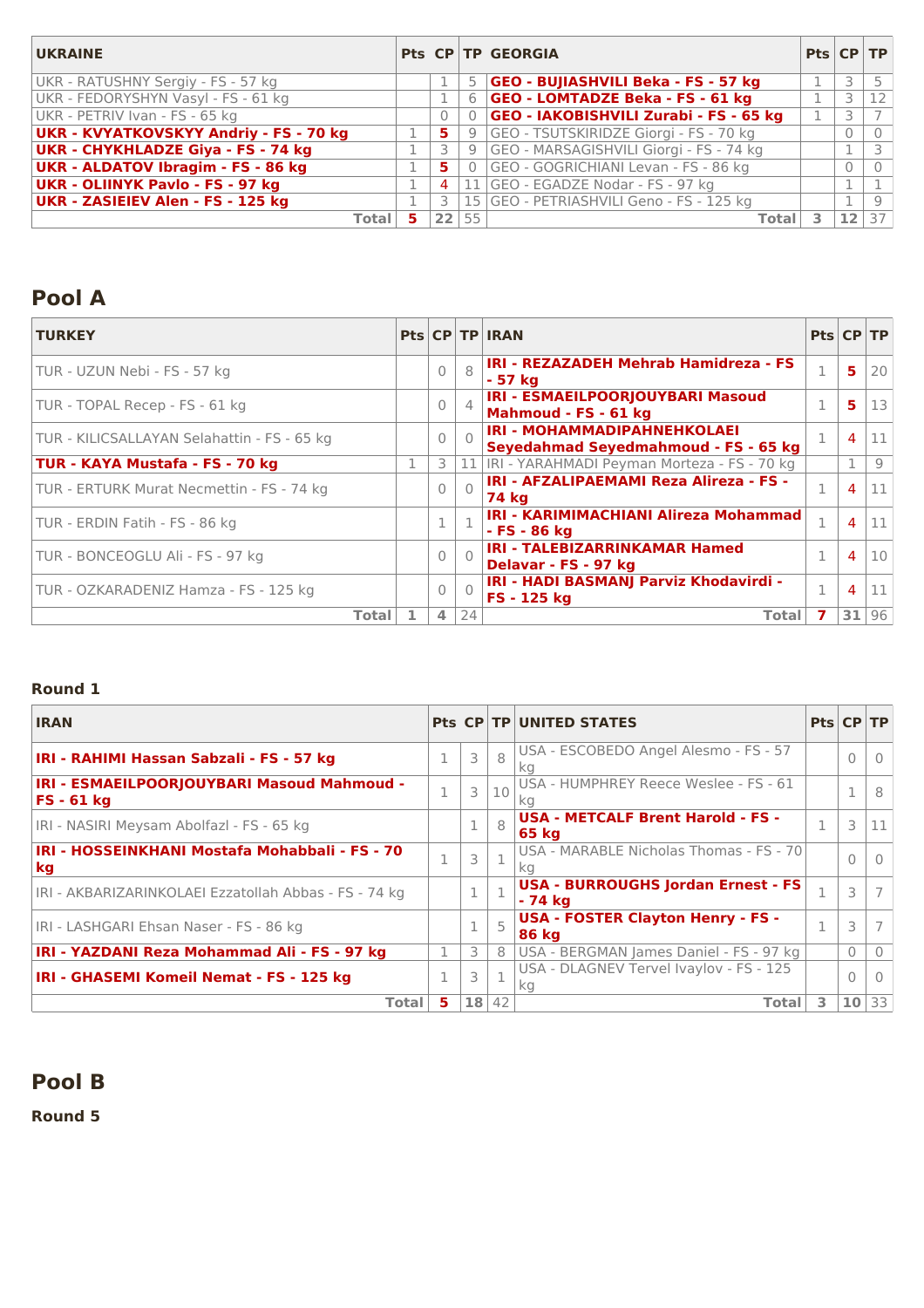| UKRAINE | Pts | CP | TP | GEORGIA | Pts | CP | TP |
|---|---|---|---|---|---|---|---|
| UKR - RATUSHNY Sergiy - FS - 57 kg | | 1 | 5 | **GEO - BUJIASHVILI Beka - FS - 57 kg** | 1 | 3 | 5 |
| UKR - FEDORYSHYN Vasyl - FS - 61 kg | | 1 | 6 | **GEO - LOMTADZE Beka - FS - 61 kg** | 1 | 3 | 12 |
| UKR - PETRIV Ivan - FS - 65 kg | | 0 | 0 | **GEO - IAKOBISHVILI Zurabi - FS - 65 kg** | 1 | 3 | 7 |
| **UKR - KVYATKOVSKYY Andriy - FS - 70 kg** | 1 | 5 | 9 | GEO - TSUTSKIRIDZE Giorgi - FS - 70 kg | | 0 | 0 |
| **UKR - CHYKHLADZE Giya - FS - 74 kg** | 1 | 3 | 9 | GEO - MARSAGISHVILI Giorgi - FS - 74 kg | | 1 | 3 |
| **UKR - ALDATOV Ibragim - FS - 86 kg** | 1 | 5 | 0 | GEO - GOGRICHIANI Levan - FS - 86 kg | | 0 | 0 |
| **UKR - OLIINYK Pavlo - FS - 97 kg** | 1 | 4 | 11 | GEO - EGADZE Nodar - FS - 97 kg | | 1 | 1 |
| **UKR - ZASIEIEV Alen - FS - 125 kg** | 1 | 3 | 15 | GEO - PETRIASHVILI Geno - FS - 125 kg | | 1 | 9 |
| **Total** | **5** | **22** | 55 | **Total** | **3** | **12** | 37 |

## Pool A

| TURKEY | Pts | CP | TP | IRAN | Pts | CP | TP |
|---|---|---|---|---|---|---|---|
| TUR - UZUN Nebi - FS - 57 kg | | 0 | 8 | **IRI - REZAZADEH Mehrab Hamidreza - FS - 57 kg** | 1 | 5 | 20 |
| TUR - TOPAL Recep - FS - 61 kg | | 0 | 4 | **IRI - ESMAEILPOORJOUYBARI Masoud Mahmoud - FS - 61 kg** | 1 | 5 | 13 |
| TUR - KILICSALLAYAN Selahattin - FS - 65 kg | | 0 | 0 | **IRI - MOHAMMADIPAHNEHKOLAEI Seyedahmad Seyedmahmoud - FS - 65 kg** | 1 | 4 | 11 |
| **TUR - KAYA Mustafa - FS - 70 kg** | 1 | 3 | 11 | IRI - YARAHMADI Peyman Morteza - FS - 70 kg | | 1 | 9 |
| TUR - ERTURK Murat Necmettin - FS - 74 kg | | 0 | 0 | **IRI - AFZALIPAEMAMI Reza Alireza - FS - 74 kg** | 1 | 4 | 11 |
| TUR - ERDIN Fatih - FS - 86 kg | | 1 | 1 | **IRI - KARIMIMACHIANI Alireza Mohammad - FS - 86 kg** | 1 | 4 | 11 |
| TUR - BONCEOGLU Ali - FS - 97 kg | | 0 | 0 | **IRI - TALEBIZARRINKAMAR Hamed Delavar - FS - 97 kg** | 1 | 4 | 10 |
| TUR - OZKARADENIZ Hamza - FS - 125 kg | | 0 | 0 | **IRI - HADI BASMANJ Parviz Khodavirdi - FS - 125 kg** | 1 | 4 | 11 |
| **Total** | **1** | **4** | 24 | **Total** | **7** | **31** | 96 |

### Round 1

| IRAN | Pts | CP | TP | UNITED STATES | Pts | CP | TP |
|---|---|---|---|---|---|---|---|
| **IRI - RAHIMI Hassan Sabzali - FS - 57 kg** | 1 | 3 | 8 | USA - ESCOBEDO Angel Alesmo - FS - 57 kg | | 0 | 0 |
| **IRI - ESMAEILPOORJOUYBARI Masoud Mahmoud - FS - 61 kg** | 1 | 3 | 10 | USA - HUMPHREY Reece Weslee - FS - 61 kg | | 1 | 8 |
| IRI - NASIRI Meysam Abolfazl - FS - 65 kg | | 1 | 8 | **USA - METCALF Brent Harold - FS - 65 kg** | 1 | 3 | 11 |
| **IRI - HOSSEINKHANI Mostafa Mohabbali - FS - 70 kg** | 1 | 3 | 1 | USA - MARABLE Nicholas Thomas - FS - 70 kg | | 0 | 0 |
| IRI - AKBARIZARINKOLAEI Ezzatollah Abbas - FS - 74 kg | | 1 | 1 | **USA - BURROUGHS Jordan Ernest - FS - 74 kg** | 1 | 3 | 7 |
| IRI - LASHGARI Ehsan Naser - FS - 86 kg | | 1 | 5 | **USA - FOSTER Clayton Henry - FS - 86 kg** | 1 | 3 | 7 |
| **IRI - YAZDANI Reza Mohammad Ali - FS - 97 kg** | 1 | 3 | 8 | USA - BERGMAN James Daniel - FS - 97 kg | | 0 | 0 |
| **IRI - GHASEMI Komeil Nemat - FS - 125 kg** | 1 | 3 | 1 | USA - DLAGNEV Tervel Ivaylov - FS - 125 kg | | 0 | 0 |
| **Total** | **5** | **18** | 42 | **Total** | **3** | **10** | 33 |

## Pool B

### Round 5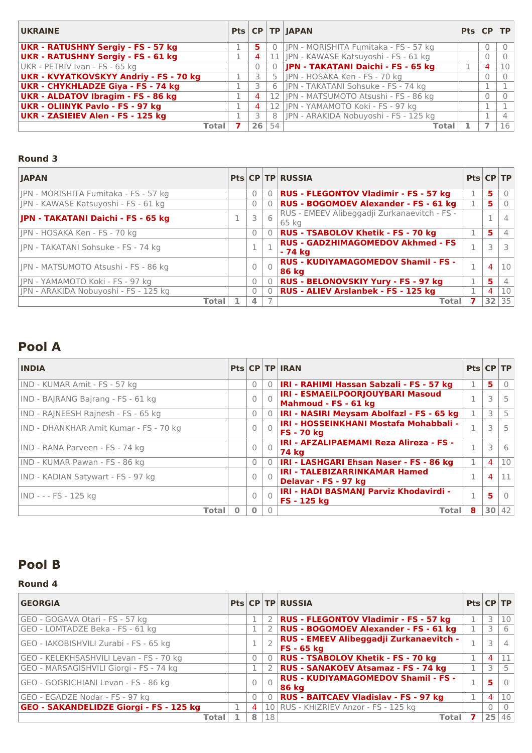| UKRAINE | Pts | CP | TP | JAPAN | Pts | CP | TP |
|---|---|---|---|---|---|---|---|
| **UKR - RATUSHNY Sergiy - FS - 57 kg** | 1 | **5** | 0 | JPN - MORISHITA Fumitaka - FS - 57 kg | | 0 | 0 |
| **UKR - RATUSHNY Sergiy - FS - 61 kg** | 1 | 4 | 11 | JPN - KAWASE Katsuyoshi - FS - 61 kg | | 0 | 0 |
| UKR - PETRIV Ivan - FS - 65 kg | | 0 | 0 | **JPN - TAKATANI Daichi - FS - 65 kg** | 1 | 4 | 10 |
| **UKR - KVYATKOVSKYY Andriy - FS - 70 kg** | 1 | 3 | 5 | JPN - HOSAKA Ken - FS - 70 kg | | 0 | 0 |
| **UKR - CHYKHLADZE Giya - FS - 74 kg** | 1 | 3 | 6 | JPN - TAKATANI Sohsuke - FS - 74 kg | | 1 | 1 |
| **UKR - ALDATOV Ibragim - FS - 86 kg** | 1 | 4 | 12 | JPN - MATSUMOTO Atsushi - FS - 86 kg | | 0 | 0 |
| **UKR - OLIINYK Pavlo - FS - 97 kg** | 1 | 4 | 12 | JPN - YAMAMOTO Koki - FS - 97 kg | | 1 | 1 |
| **UKR - ZASIEIEV Alen - FS - 125 kg** | 1 | 3 | 8 | JPN - ARAKIDA Nobuyoshi - FS - 125 kg | | 1 | 4 |
| **Total** | **7** | **26** | 54 | **Total** | **1** | **7** | 16 |

### Round 3

| JAPAN | Pts | CP | TP | RUSSIA | Pts | CP | TP |
|---|---|---|---|---|---|---|---|
| JPN - MORISHITA Fumitaka - FS - 57 kg | | 0 | 0 | **RUS - FLEGONTOV Vladimir - FS - 57 kg** | 1 | **5** | 0 |
| JPN - KAWASE Katsuyoshi - FS - 61 kg | | 0 | 0 | **RUS - BOGOMOEV Alexander - FS - 61 kg** | 1 | **5** | 0 |
| **JPN - TAKATANI Daichi - FS - 65 kg** | 1 | 3 | 6 | RUS - EMEEV Alibeggadji Zurkanaevitch - FS - 65 kg | | 1 | 4 |
| JPN - HOSAKA Ken - FS - 70 kg | | 0 | 0 | **RUS - TSABOLOV Khetik - FS - 70 kg** | 1 | **5** | 4 |
| JPN - TAKATANI Sohsuke - FS - 74 kg | | 1 | 1 | **RUS - GADZHIMAGOMEDOV Akhmed - FS - 74 kg** | 1 | 3 | 3 |
| JPN - MATSUMOTO Atsushi - FS - 86 kg | | 0 | 0 | **RUS - KUDIYAMAGOMEDOV Shamil - FS - 86 kg** | 1 | 4 | 10 |
| JPN - YAMAMOTO Koki - FS - 97 kg | | 0 | 0 | **RUS - BELONOVSKIY Yury - FS - 97 kg** | 1 | **5** | 4 |
| JPN - ARAKIDA Nobuyoshi - FS - 125 kg | | 0 | 0 | **RUS - ALIEV Arslanbek - FS - 125 kg** | 1 | 4 | 10 |
| **Total** | **1** | **4** | 7 | **Total** | **7** | **32** | 35 |

## Pool A

| INDIA | Pts | CP | TP | IRAN | Pts | CP | TP |
|---|---|---|---|---|---|---|---|
| IND - KUMAR Amit - FS - 57 kg | | 0 | 0 | **IRI - RAHIMI Hassan Sabzali - FS - 57 kg** | 1 | **5** | 0 |
| IND - BAJRANG Bajrang - FS - 61 kg | | 0 | 0 | **IRI - ESMAEILPOORJOUYBARI Masoud Mahmoud - FS - 61 kg** | 1 | 3 | 5 |
| IND - RAJNEESH Rajnesh - FS - 65 kg | | 0 | 0 | **IRI - NASIRI Meysam Abolfazl - FS - 65 kg** | 1 | 3 | 5 |
| IND - DHANKHAR Amit Kumar - FS - 70 kg | | 0 | 0 | **IRI - HOSSEINKHANI Mostafa Mohabbali - FS - 70 kg** | 1 | 3 | 5 |
| IND - RANA Parveen - FS - 74 kg | | 0 | 0 | **IRI - AFZALIPAEMAMI Reza Alireza - FS - 74 kg** | 1 | 3 | 6 |
| IND - KUMAR Pawan - FS - 86 kg | | 0 | 0 | **IRI - LASHGARI Ehsan Naser - FS - 86 kg** | 1 | 4 | 10 |
| IND - KADIAN Satywart - FS - 97 kg | | 0 | 0 | **IRI - TALEBIZARRINKAMAR Hamed Delavar - FS - 97 kg** | 1 | 4 | 11 |
| IND - - - FS - 125 kg | | 0 | 0 | **IRI - HADI BASMANJ Parviz Khodavirdi - FS - 125 kg** | 1 | **5** | 0 |
| **Total** | **0** | **0** | 0 | **Total** | **8** | **30** | 42 |

## Pool B

### Round 4

| GEORGIA | Pts | CP | TP | RUSSIA | Pts | CP | TP |
|---|---|---|---|---|---|---|---|
| GEO - GOGAVA Otari - FS - 57 kg | | 1 | 2 | **RUS - FLEGONTOV Vladimir - FS - 57 kg** | 1 | 3 | 10 |
| GEO - LOMTADZE Beka - FS - 61 kg | | 1 | 2 | **RUS - BOGOMOEV Alexander - FS - 61 kg** | 1 | 3 | 6 |
| GEO - IAKOBISHVILI Zurabi - FS - 65 kg | | 1 | 2 | **RUS - EMEEV Alibeggadji Zurkanaevitch - FS - 65 kg** | 1 | 3 | 4 |
| GEO - KELEKHSASHVILI Levan - FS - 70 kg | | 0 | 0 | **RUS - TSABOLOV Khetik - FS - 70 kg** | 1 | 4 | 11 |
| GEO - MARSAGISHVILI Giorgi - FS - 74 kg | | 1 | 2 | **RUS - SANAKOEV Atsamaz - FS - 74 kg** | 1 | 3 | 5 |
| GEO - GOGRICHIANI Levan - FS - 86 kg | | 0 | 0 | **RUS - KUDIYAMAGOMEDOV Shamil - FS - 86 kg** | 1 | **5** | 0 |
| GEO - EGADZE Nodar - FS - 97 kg | | 0 | 0 | **RUS - BAITCAEV Vladislav - FS - 97 kg** | 1 | 4 | 10 |
| **GEO - SAKANDELIDZE Giorgi - FS - 125 kg** | 1 | 4 | 10 | RUS - KHIZRIEV Anzor - FS - 125 kg | | 0 | 0 |
| **Total** | **1** | **8** | 18 | **Total** | **7** | **25** | 46 |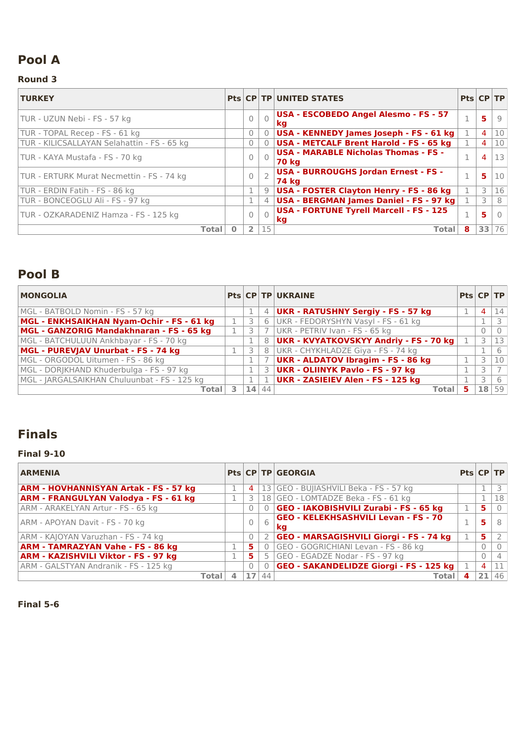## Pool A

### Round 3

| TURKEY | Pts | CP | TP | UNITED STATES | Pts | CP | TP |
|---|---|---|---|---|---|---|---|
| TUR - UZUN Nebi - FS - 57 kg | | 0 | 0 | **USA - ESCOBEDO Angel Alesmo - FS - 57 kg** | 1 | **5** | 9 |
| TUR - TOPAL Recep - FS - 61 kg | | 0 | 0 | **USA - KENNEDY James Joseph - FS - 61 kg** | 1 | 4 | 10 |
| TUR - KILICSALLAYAN Selahattin - FS - 65 kg | | 0 | 0 | **USA - METCALF Brent Harold - FS - 65 kg** | 1 | 4 | 10 |
| TUR - KAYA Mustafa - FS - 70 kg | | 0 | 0 | **USA - MARABLE Nicholas Thomas - FS - 70 kg** | 1 | 4 | 13 |
| TUR - ERTURK Murat Necmettin - FS - 74 kg | | 0 | 2 | **USA - BURROUGHS Jordan Ernest - FS - 74 kg** | 1 | **5** | 10 |
| TUR - ERDIN Fatih - FS - 86 kg | | 1 | 9 | **USA - FOSTER Clayton Henry - FS - 86 kg** | 1 | 3 | 16 |
| TUR - BONCEOGLU Ali - FS - 97 kg | | 1 | 4 | **USA - BERGMAN James Daniel - FS - 97 kg** | 1 | 3 | 8 |
| TUR - OZKARADENIZ Hamza - FS - 125 kg | | 0 | 0 | **USA - FORTUNE Tyrell Marcell - FS - 125 kg** | 1 | **5** | 0 |
| **Total** | **0** | **2** | 15 | **Total** | **8** | **33** | 76 |

## Pool B

| MONGOLIA | Pts | CP | TP | UKRAINE | Pts | CP | TP |
|---|---|---|---|---|---|---|---|
| MGL - BATBOLD Nomin - FS - 57 kg | | 1 | 4 | **UKR - RATUSHNY Sergiy - FS - 57 kg** | 1 | 4 | 14 |
| **MGL - ENKHSAIKHAN Nyam-Ochir - FS - 61 kg** | 1 | 3 | 6 | UKR - FEDORYSHYN Vasyl - FS - 61 kg | | 1 | 3 |
| **MGL - GANZORIG Mandakhnaran - FS - 65 kg** | 1 | 3 | 7 | UKR - PETRIV Ivan - FS - 65 kg | | 0 | 0 |
| MGL - BATCHULUUN Ankhbayar - FS - 70 kg | | 1 | 8 | **UKR - KVYATKOVSKYY Andriy - FS - 70 kg** | 1 | 3 | 13 |
| **MGL - PUREVJAV Unurbat - FS - 74 kg** | 1 | 3 | 8 | UKR - CHYKHLADZE Giya - FS - 74 kg | | 1 | 6 |
| MGL - ORGODOL Uitumen - FS - 86 kg | | 1 | 7 | **UKR - ALDATOV Ibragim - FS - 86 kg** | 1 | 3 | 10 |
| MGL - DORJKHAND Khuderbulga - FS - 97 kg | | 1 | 3 | **UKR - OLIINYK Pavlo - FS - 97 kg** | 1 | 3 | 7 |
| MGL - JARGALSAIKHAN Chuluunbat - FS - 125 kg | | 1 | 1 | **UKR - ZASIEIEV Alen - FS - 125 kg** | 1 | 3 | 6 |
| **Total** | **3** | **14** | 44 | **Total** | **5** | **18** | 59 |

## Finals

### Final 9-10

| ARMENIA | Pts | CP | TP | GEORGIA | Pts | CP | TP |
|---|---|---|---|---|---|---|---|
| **ARM - HOVHANNISYAN Artak - FS - 57 kg** | 1 | 4 | 13 | GEO - BUJIASHVILI Beka - FS - 57 kg | | 1 | 3 |
| **ARM - FRANGULYAN Valodya - FS - 61 kg** | 1 | 3 | 18 | GEO - LOMTADZE Beka - FS - 61 kg | | 1 | 18 |
| ARM - ARAKELYAN Artur - FS - 65 kg | | 0 | 0 | **GEO - IAKOBISHVILI Zurabi - FS - 65 kg** | 1 | **5** | 0 |
| ARM - APOYAN Davit - FS - 70 kg | | 0 | 6 | **GEO - KELEKHSASHVILI Levan - FS - 70 kg** | 1 | **5** | 8 |
| ARM - KAJOYAN Varuzhan - FS - 74 kg | | 0 | 2 | **GEO - MARSAGISHVILI Giorgi - FS - 74 kg** | 1 | **5** | 2 |
| **ARM - TAMRAZYAN Vahe - FS - 86 kg** | 1 | **5** | 0 | GEO - GOGRICHIANI Levan - FS - 86 kg | | 0 | 0 |
| **ARM - KAZISHVILI Viktor - FS - 97 kg** | 1 | **5** | 5 | GEO - EGADZE Nodar - FS - 97 kg | | 0 | 4 |
| ARM - GALSTYAN Andranik - FS - 125 kg | | 0 | 0 | **GEO - SAKANDELIDZE Giorgi - FS - 125 kg** | 1 | 4 | 11 |
| **Total** | **4** | **17** | 44 | **Total** | **4** | **21** | 46 |

### Final 5-6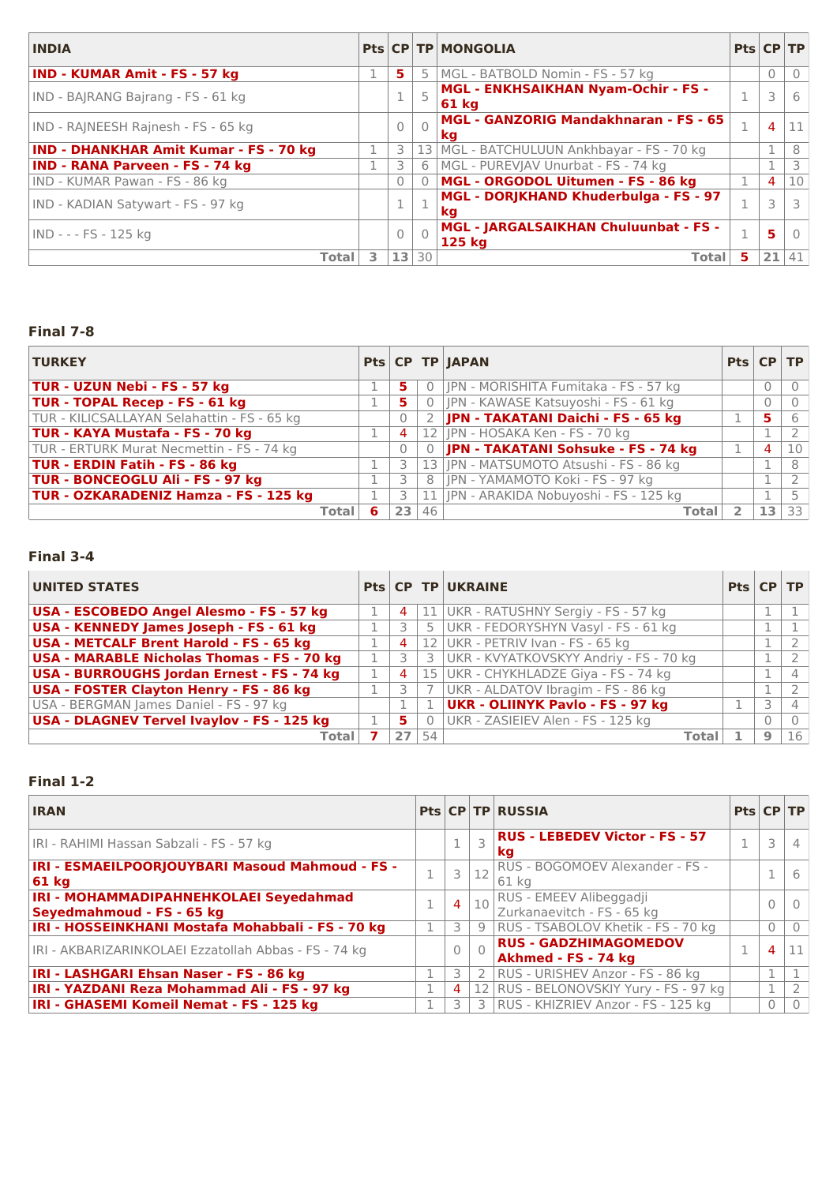| INDIA | Pts | CP | TP | MONGOLIA | Pts | CP | TP |
|---|---|---|---|---|---|---|---|
| **IND - KUMAR Amit - FS - 57 kg** | 1 | **5** | 5 | MGL - BATBOLD Nomin - FS - 57 kg | | 0 | 0 |
| IND - BAJRANG Bajrang - FS - 61 kg | | 1 | 5 | **MGL - ENKHSAIKHAN Nyam-Ochir - FS - 61 kg** | 1 | 3 | 6 |
| IND - RAJNEESH Rajnesh - FS - 65 kg | | 0 | 0 | **MGL - GANZORIG Mandakhnaran - FS - 65 kg** | 1 | 4 | 11 |
| **IND - DHANKHAR Amit Kumar - FS - 70 kg** | 1 | 3 | 13 | MGL - BATCHULUUN Ankhbayar - FS - 70 kg | | 1 | 8 |
| **IND - RANA Parveen - FS - 74 kg** | 1 | 3 | 6 | MGL - PUREVJAV Unurbat - FS - 74 kg | | 1 | 3 |
| IND - KUMAR Pawan - FS - 86 kg | | 0 | 0 | **MGL - ORGODOL Uitumen - FS - 86 kg** | 1 | 4 | 10 |
| IND - KADIAN Satywart - FS - 97 kg | | 1 | 1 | **MGL - DORJKHAND Khuderbulga - FS - 97 kg** | 1 | 3 | 3 |
| IND - - - FS - 125 kg | | 0 | 0 | **MGL - JARGALSAIKHAN Chuluunbat - FS - 125 kg** | 1 | **5** | 0 |
| **Total** | **3** | **13** | 30 | **Total** | **5** | **21** | 41 |

### Final 7-8

| TURKEY | Pts | CP | TP | JAPAN | Pts | CP | TP |
|---|---|---|---|---|---|---|---|
| **TUR - UZUN Nebi - FS - 57 kg** | 1 | **5** | 0 | JPN - MORISHITA Fumitaka - FS - 57 kg | | 0 | 0 |
| **TUR - TOPAL Recep - FS - 61 kg** | 1 | **5** | 0 | JPN - KAWASE Katsuyoshi - FS - 61 kg | | 0 | 0 |
| TUR - KILICSALLAYAN Selahattin - FS - 65 kg | | 0 | 2 | **JPN - TAKATANI Daichi - FS - 65 kg** | 1 | **5** | 6 |
| **TUR - KAYA Mustafa - FS - 70 kg** | 1 | 4 | 12 | JPN - HOSAKA Ken - FS - 70 kg | | 1 | 2 |
| TUR - ERTURK Murat Necmettin - FS - 74 kg | | 0 | 0 | **JPN - TAKATANI Sohsuke - FS - 74 kg** | 1 | 4 | 10 |
| **TUR - ERDIN Fatih - FS - 86 kg** | 1 | 3 | 13 | JPN - MATSUMOTO Atsushi - FS - 86 kg | | 1 | 8 |
| **TUR - BONCEOGLU Ali - FS - 97 kg** | 1 | 3 | 8 | JPN - YAMAMOTO Koki - FS - 97 kg | | 1 | 2 |
| **TUR - OZKARADENIZ Hamza - FS - 125 kg** | 1 | 3 | 11 | JPN - ARAKIDA Nobuyoshi - FS - 125 kg | | 1 | 5 |
| **Total** | **6** | **23** | 46 | **Total** | **2** | **13** | 33 |

### Final 3-4

| UNITED STATES | Pts | CP | TP | UKRAINE | Pts | CP | TP |
|---|---|---|---|---|---|---|---|
| **USA - ESCOBEDO Angel Alesmo - FS - 57 kg** | 1 | 4 | 11 | UKR - RATUSHNY Sergiy - FS - 57 kg | | 1 | 1 |
| **USA - KENNEDY James Joseph - FS - 61 kg** | 1 | 3 | 5 | UKR - FEDORYSHYN Vasyl - FS - 61 kg | | 1 | 1 |
| **USA - METCALF Brent Harold - FS - 65 kg** | 1 | 4 | 12 | UKR - PETRIV Ivan - FS - 65 kg | | 1 | 2 |
| **USA - MARABLE Nicholas Thomas - FS - 70 kg** | 1 | 3 | 3 | UKR - KVYATKOVSKYY Andriy - FS - 70 kg | | 1 | 2 |
| **USA - BURROUGHS Jordan Ernest - FS - 74 kg** | 1 | 4 | 15 | UKR - CHYKHLADZE Giya - FS - 74 kg | | 1 | 4 |
| **USA - FOSTER Clayton Henry - FS - 86 kg** | 1 | 3 | 7 | UKR - ALDATOV Ibragim - FS - 86 kg | | 1 | 2 |
| USA - BERGMAN James Daniel - FS - 97 kg | | 1 | 1 | **UKR - OLIINYK Pavlo - FS - 97 kg** | 1 | 3 | 4 |
| **USA - DLAGNEV Tervel Ivaylov - FS - 125 kg** | 1 | **5** | 0 | UKR - ZASIEIEV Alen - FS - 125 kg | | 0 | 0 |
| **Total** | **7** | **27** | 54 | **Total** | **1** | **9** | 16 |

### Final 1-2

| IRAN | Pts | CP | TP | RUSSIA | Pts | CP | TP |
|---|---|---|---|---|---|---|---|
| IRI - RAHIMI Hassan Sabzali - FS - 57 kg | | 1 | 3 | **RUS - LEBEDEV Victor - FS - 57 kg** | 1 | 3 | 4 |
| **IRI - ESMAEILPOORJOUYBARI Masoud Mahmoud - FS - 61 kg** | 1 | 3 | 12 | RUS - BOGOMOEV Alexander - FS - 61 kg | | 1 | 6 |
| **IRI - MOHAMMADIPAHNEHKOLAEI Seyedahmad Seyedmahmoud - FS - 65 kg** | 1 | 4 | 10 | RUS - EMEEV Alibeggadji Zurkanaevitch - FS - 65 kg | | 0 | 0 |
| **IRI - HOSSEINKHANI Mostafa Mohabbali - FS - 70 kg** | 1 | 3 | 9 | RUS - TSABOLOV Khetik - FS - 70 kg | | 0 | 0 |
| IRI - AKBARIZARINKOLAEI Ezzatollah Abbas - FS - 74 kg | | 0 | 0 | **RUS - GADZHIMAGOMEDOV Akhmed - FS - 74 kg** | 1 | 4 | 11 |
| **IRI - LASHGARI Ehsan Naser - FS - 86 kg** | 1 | 3 | 2 | RUS - URISHEV Anzor - FS - 86 kg | | 1 | 1 |
| **IRI - YAZDANI Reza Mohammad Ali - FS - 97 kg** | 1 | 4 | 12 | RUS - BELONOVSKIY Yury - FS - 97 kg | | 1 | 2 |
| **IRI - GHASEMI Komeil Nemat - FS - 125 kg** | 1 | 3 | 3 | RUS - KHIZRIEV Anzor - FS - 125 kg | | 0 | 0 |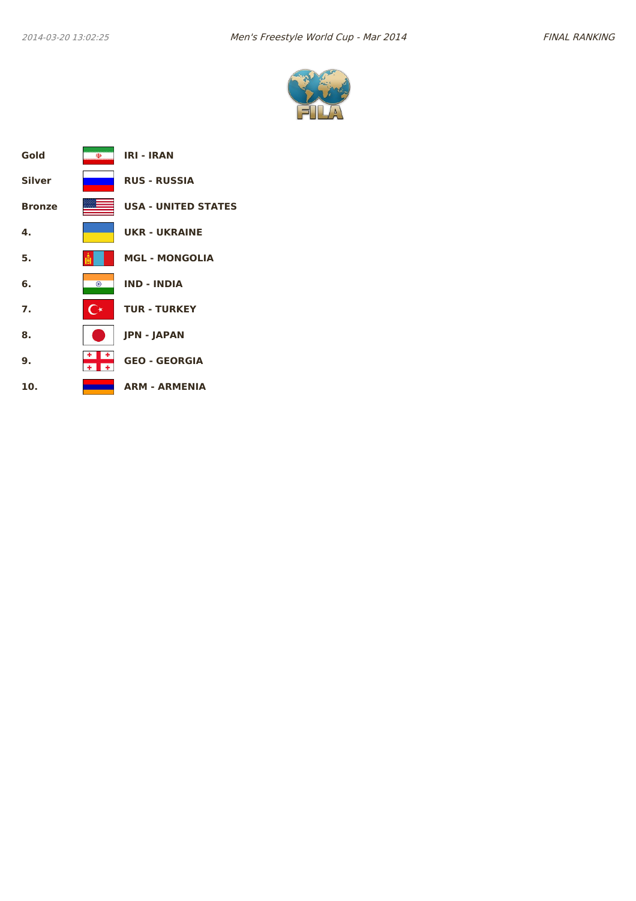| | |
|---|---|
| **Gold** | **IRI - IRAN** |
| **Silver** | **RUS - RUSSIA** |
| **Bronze** | **USA - UNITED STATES** |
| **4.** | **UKR - UKRAINE** |
| **5.** | **MGL - MONGOLIA** |
| **6.** | **IND - INDIA** |
| **7.** | **TUR - TURKEY** |
| **8.** | **JPN - JAPAN** |
| **9.** | **GEO - GEORGIA** |
| **10.** | **ARM - ARMENIA** |